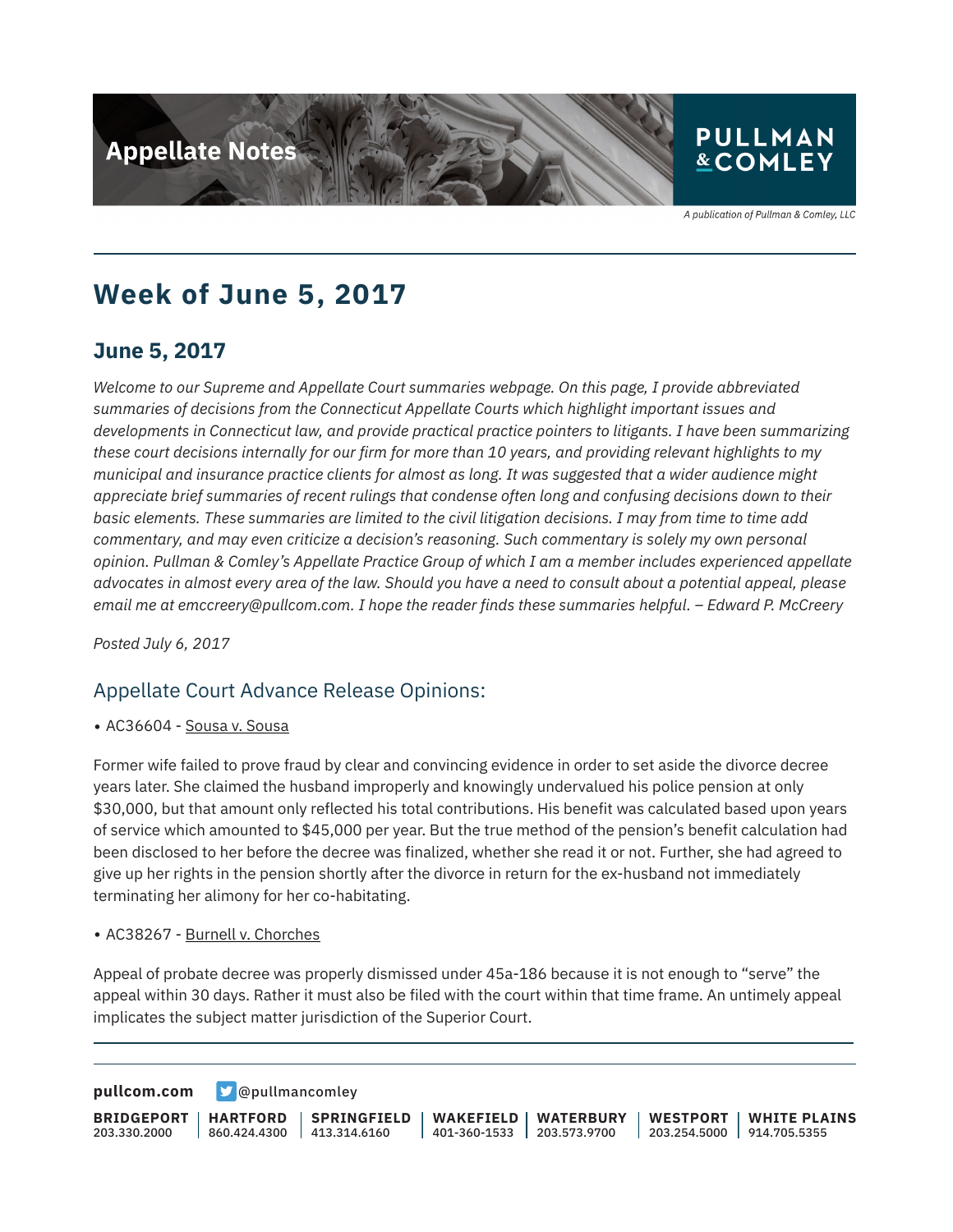Appellate Notes

A publication of Pullman & Comley, LLC

# Week of June 5, 2017

## June 5, 2017

*Welcome to our Supreme and Appellate Court summaries webpage. On this page, I provide abbreviated summaries of decisions from the Connecticut Appellate Courts which highlight important issues and developments in Connecticut law, and provide practical practice pointers to litigants. I have been summarizing these court decisions internally for our firm for more than 10 years, and providing relevant highlights to my municipal and insurance practice clients for almost as long. It was suggested that a wider audience might appreciate brief summaries of recent rulings that condense often long and confusing decisions down to their basic elements. These summaries are limited to the civil litigation decisions. I may from time to time add commentary, and may even criticize a decision's reasoning. Such commentary is solely my own personal opinion. Pullman & Comley's Appellate Practice Group of which I am a member includes experienced appellate advocates in almost every area of the law. Should you have a need to consult about a potential appeal, please email me at emccreery@pullcom.com. I hope the reader finds these summaries helpful. – Edward P. McCreery*

*Posted July 6, 2017*

### Appellate Court Advance Release Opinions:

- AC36604 - Sousa v. Sousa

Former wife failed to prove fraud by clear and convincing evidence in order to set aside the divorce decree years later. She claimed the husband improperly and knowingly undervalued his police pension at only $30,000, but that amount only reflected his total contributions. His benefit was calculated based upon years of service which amounted to $45,000 per year. But the true method of the pension's benefit calculation had been disclosed to her before the decree was finalized, whether she read it or not. Further, she had agreed to give up her rights in the pension shortly after the divorce in return for the ex-husband not immediately terminating her alimony for her co-habitating.

- AC38267 - Burnell v. Chorches

Appeal of probate decree was properly dismissed under 45a-186 because it is not enough to "serve" the appeal within 30 days. Rather it must also be filed with the court within that time frame. An untimely appeal implicates the subject matter jurisdiction of the Superior Court.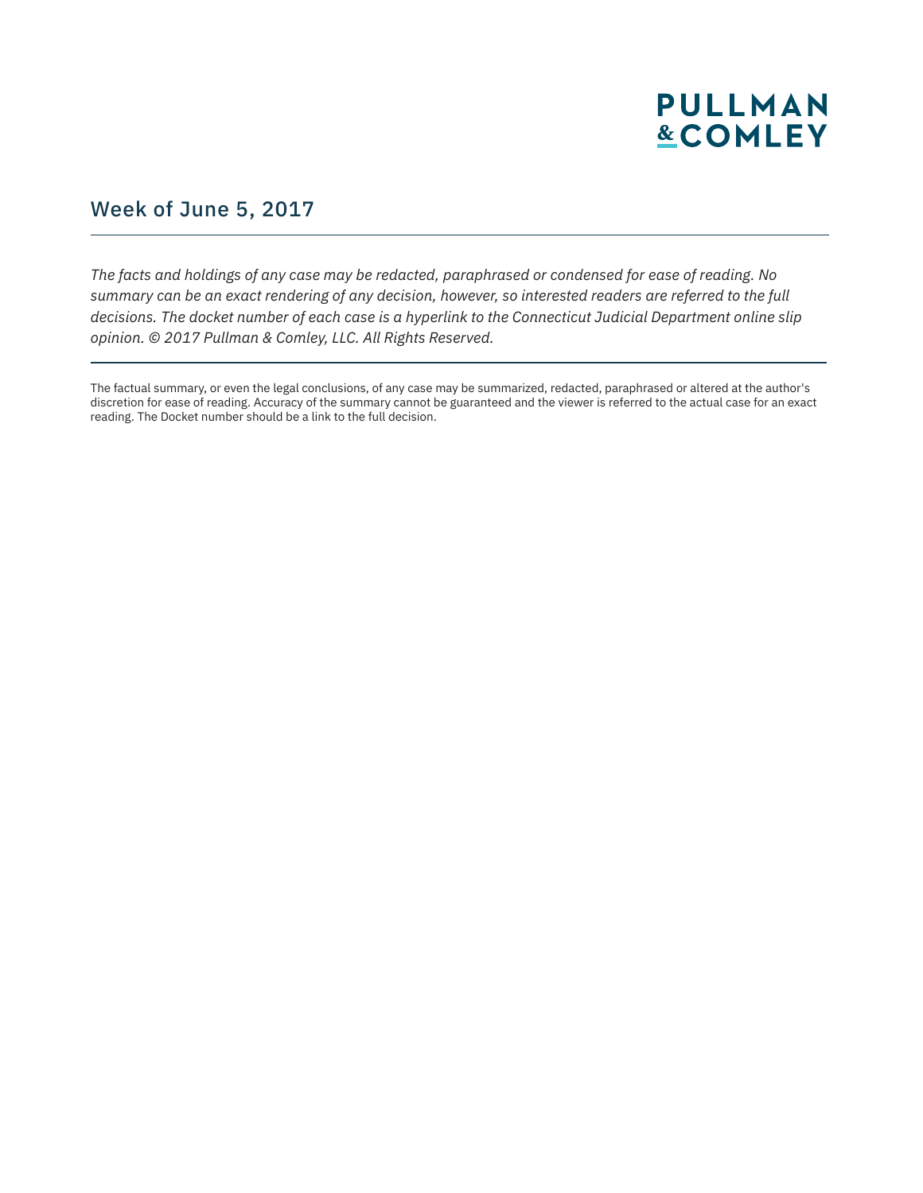# PULLMAN & COMLEY

## Week of June 5, 2017

*The facts and holdings of any case may be redacted, paraphrased or condensed for ease of reading. No summary can be an exact rendering of any decision, however, so interested readers are referred to the full decisions. The docket number of each case is a hyperlink to the Connecticut Judicial Department online slip opinion. © 2017 Pullman & Comley, LLC. All Rights Reserved.*

---

The factual summary, or even the legal conclusions, of any case may be summarized, redacted, paraphrased or altered at the author's discretion for ease of reading. Accuracy of the summary cannot be guaranteed and the viewer is referred to the actual case for an exact reading. The Docket number should be a link to the full decision.